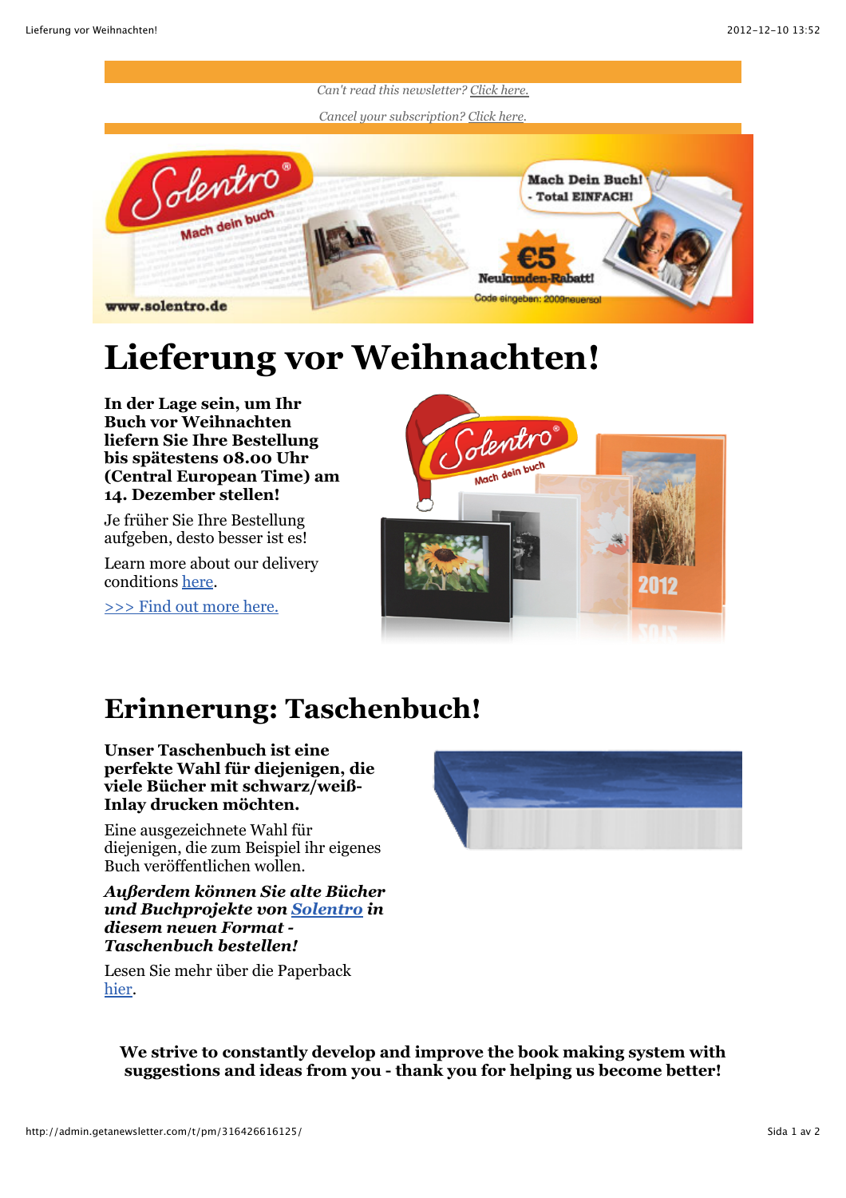*Can't read this newsletter? Click here.*

*Cancel your subscription? Click here.*

# Lieferung vor Weihnachten!

**In der Lage sein, um Ihr Buch vor Weihnachten liefern Sie Ihre Bestellung bis spätestens 08.00 Uhr (Central European Time) am 14. Dezember stellen!**

Je früher Sie Ihre Bestellung aufgeben, desto besser ist es!

Learn more about our delivery conditions here.

>>> Find out more here.

# Erinnerung: Taschenbuch!

**Unser Taschenbuch ist eine perfekte Wahl für diejenigen, die viele Bücher mit schwarz/weiß-Inlay drucken möchten.**

Eine ausgezeichnete Wahl für diejenigen, die zum Beispiel ihr eigenes Buch veröffentlichen wollen.

***Außerdem können Sie alte Bücher und Buchprojekte von Solentro in diesem neuen Format - Taschenbuch bestellen!***

Lesen Sie mehr über die Paperback hier.

**We strive to constantly develop and improve the book making system with suggestions and ideas from you - thank you for helping us become better!**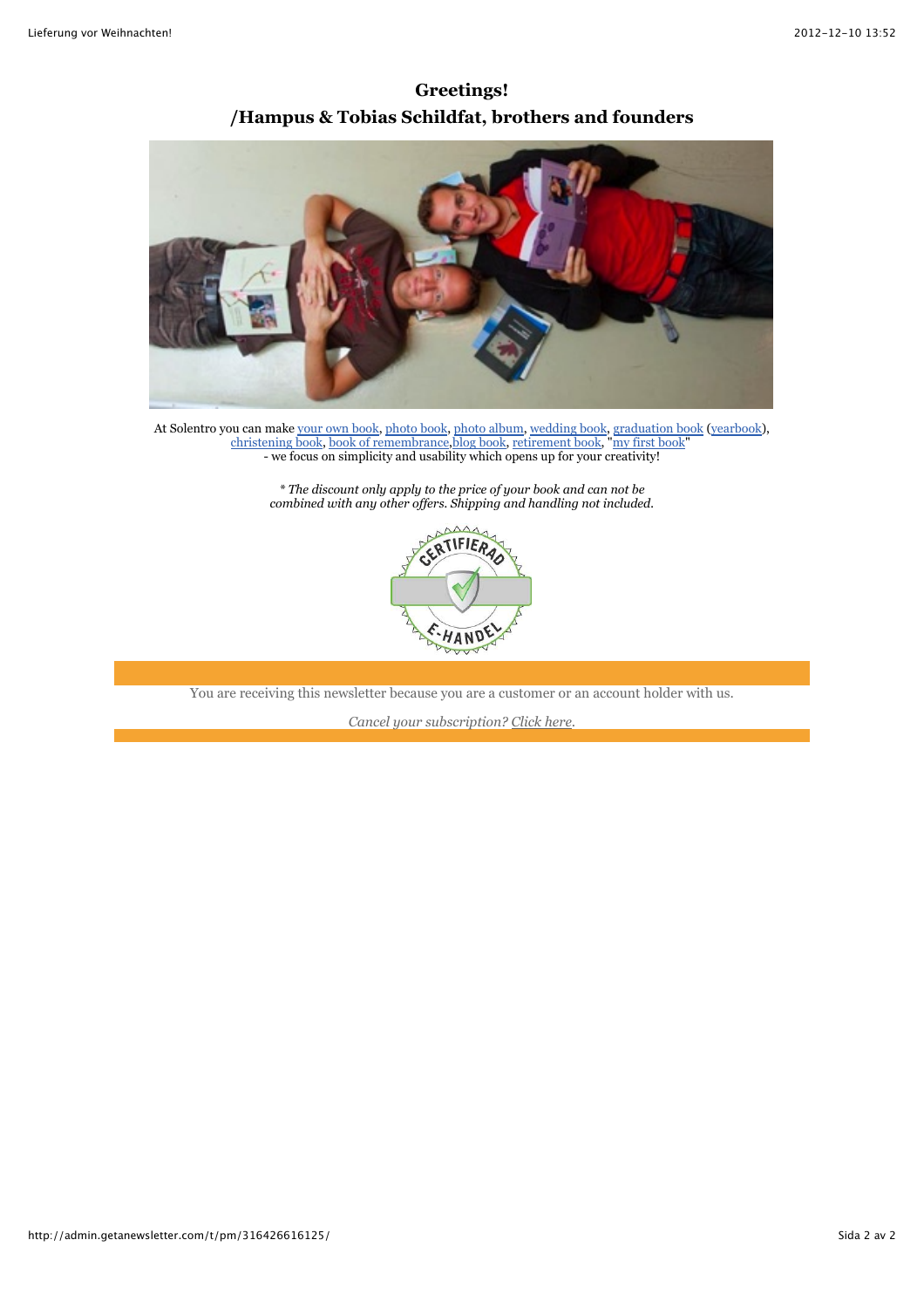**Greetings!**

**/Hampus & Tobias Schildfat, brothers and founders**

At Solentro you can make your own book, photo book, photo album, wedding book, graduation book (yearbook), christening book, book of remembrance,blog book, retirement book, "my first book"
- we focus on simplicity and usability which opens up for your creativity!

*\* The discount only apply to the price of your book and can not be combined with any other offers. Shipping and handling not included.*

CERTIFIERAD E-HANDEL

You are receiving this newsletter because you are a customer or an account holder with us.

*Cancel your subscription? Click here.*